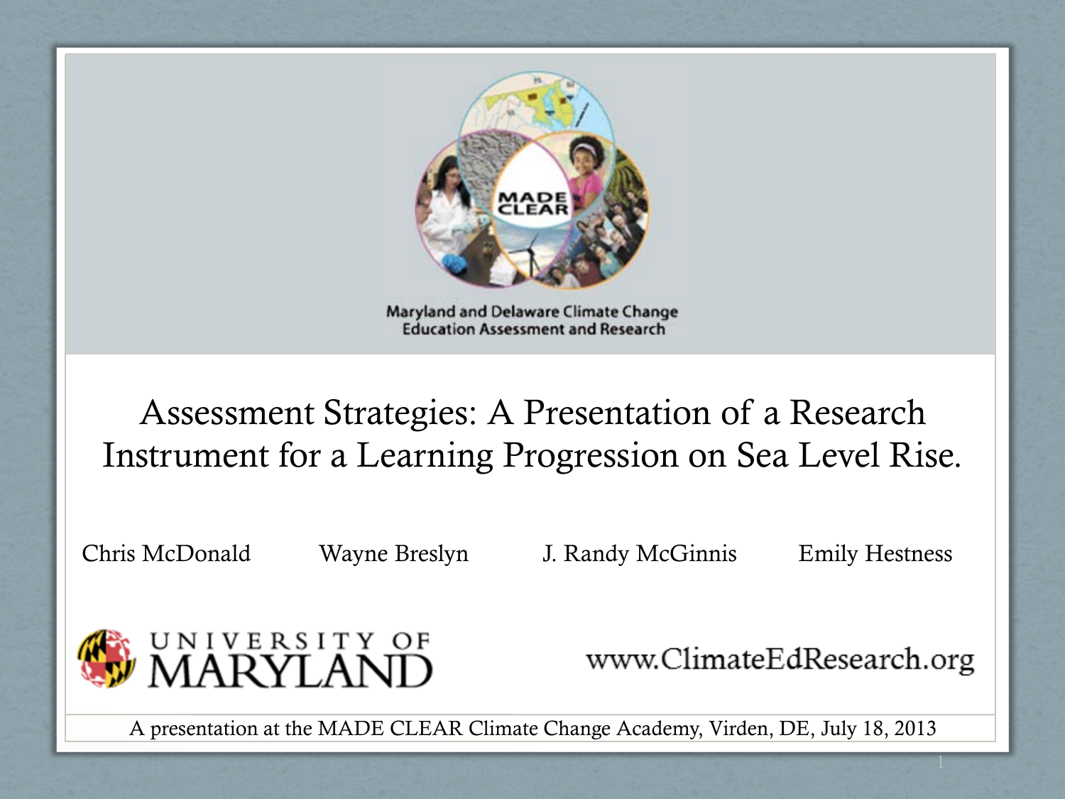MADE CLEAR

Maryland and Delaware Climate Change Education Assessment and Research

# Assessment Strategies: A Presentation of a Research Instrument for a Learning Progression on Sea Level Rise.

Chris McDonald Wayne Breslyn J. Randy McGinnis Emily Hestness

UNIVERSITY OF MARYLAND

www.ClimateEdResearch.org

A presentation at the MADE CLEAR Climate Change Academy, Virden, DE, July 18, 2013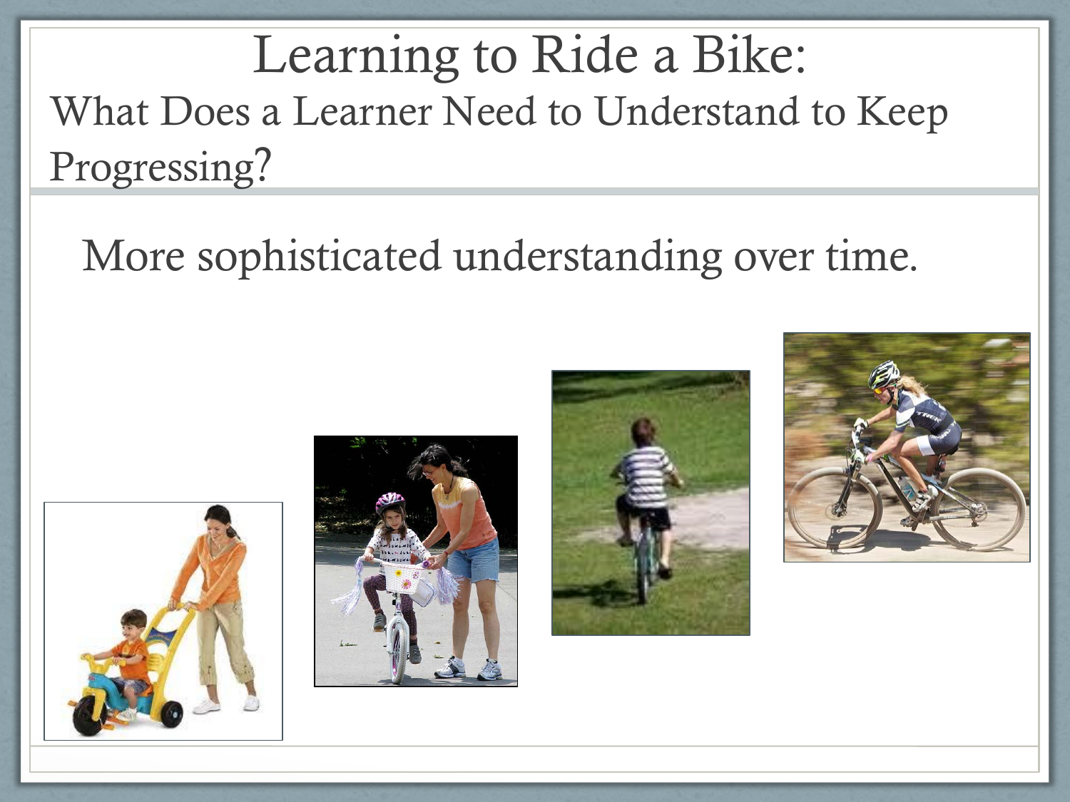# Learning to Ride a Bike:

## What Does a Learner Need to Understand to Keep Progressing?

More sophisticated understanding over time.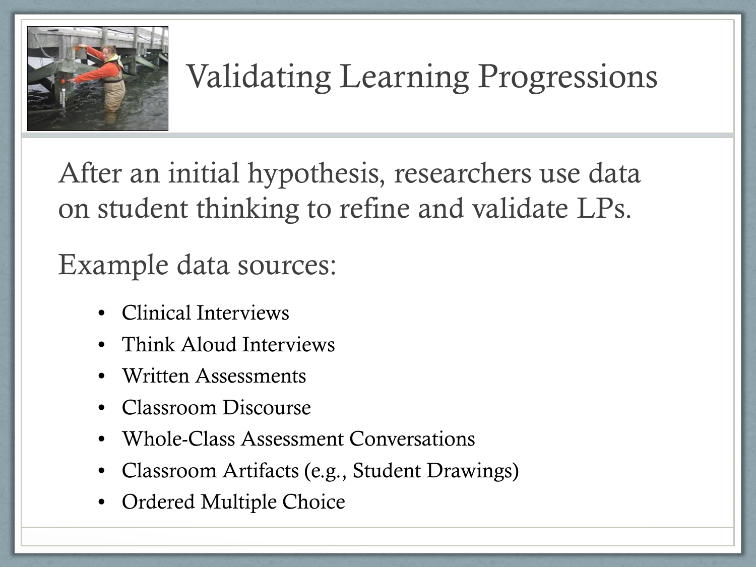# Validating Learning Progressions

After an initial hypothesis, researchers use data on student thinking to refine and validate LPs.

Example data sources:

- Clinical Interviews
- Think Aloud Interviews
- Written Assessments
- Classroom Discourse
- Whole-Class Assessment Conversations
- Classroom Artifacts (e.g., Student Drawings)
- Ordered Multiple Choice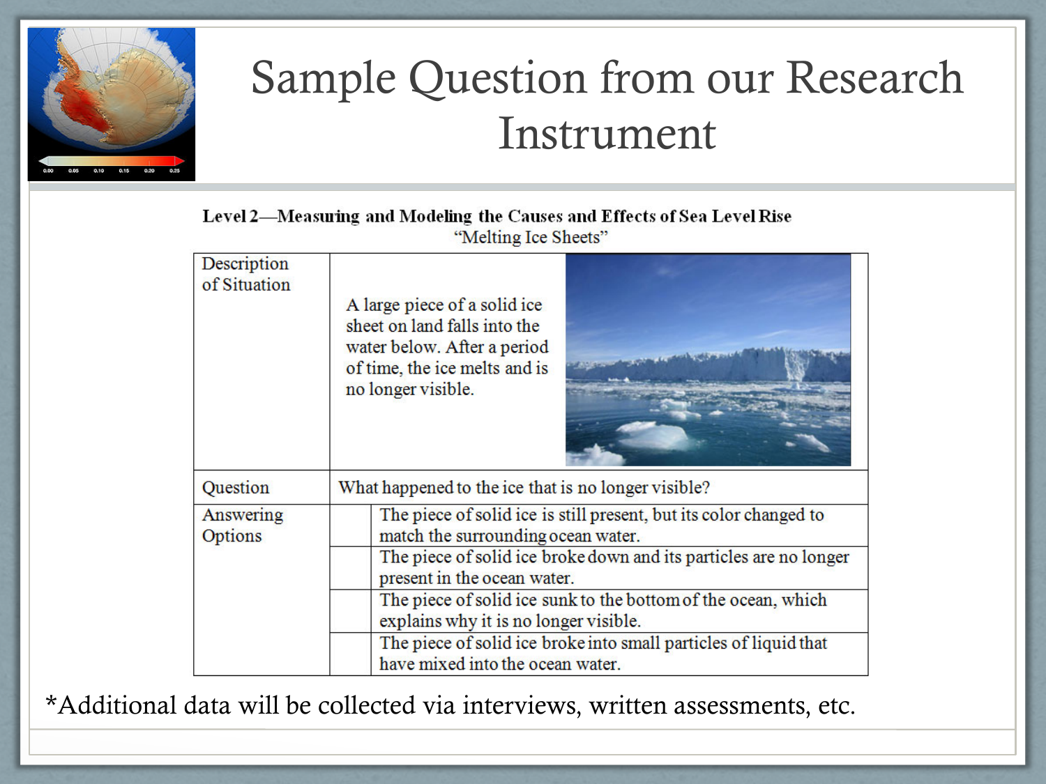# Sample Question from our Research Instrument

**Level 2—Measuring and Modeling the Causes and Effects of Sea Level Rise**
"Melting Ice Sheets"

| | | |
|---|---|---|
| Description of Situation | A large piece of a solid ice sheet on land falls into the water below. After a period of time, the ice melts and is no longer visible. | |
| Question | What happened to the ice that is no longer visible? | |
| Answering Options | | The piece of solid ice is still present, but its color changed to match the surrounding ocean water. |
| | | The piece of solid ice broke down and its particles are no longer present in the ocean water. |
| | | The piece of solid ice sunk to the bottom of the ocean, which explains why it is no longer visible. |
| | | The piece of solid ice broke into small particles of liquid that have mixed into the ocean water. |

*Additional data will be collected via interviews, written assessments, etc.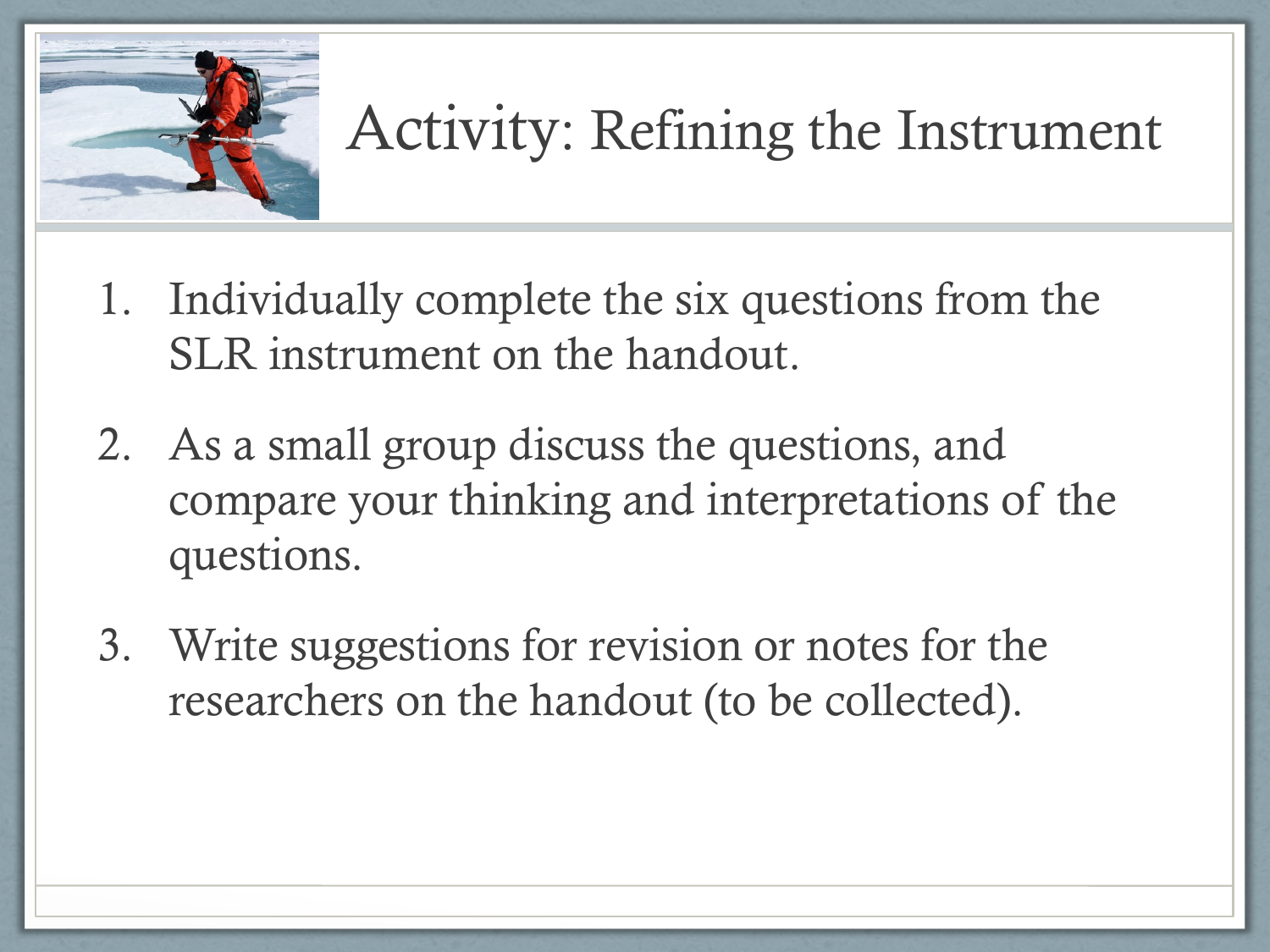# Activity: Refining the Instrument

1. Individually complete the six questions from the SLR instrument on the handout.
2. As a small group discuss the questions, and compare your thinking and interpretations of the questions.
3. Write suggestions for revision or notes for the researchers on the handout (to be collected).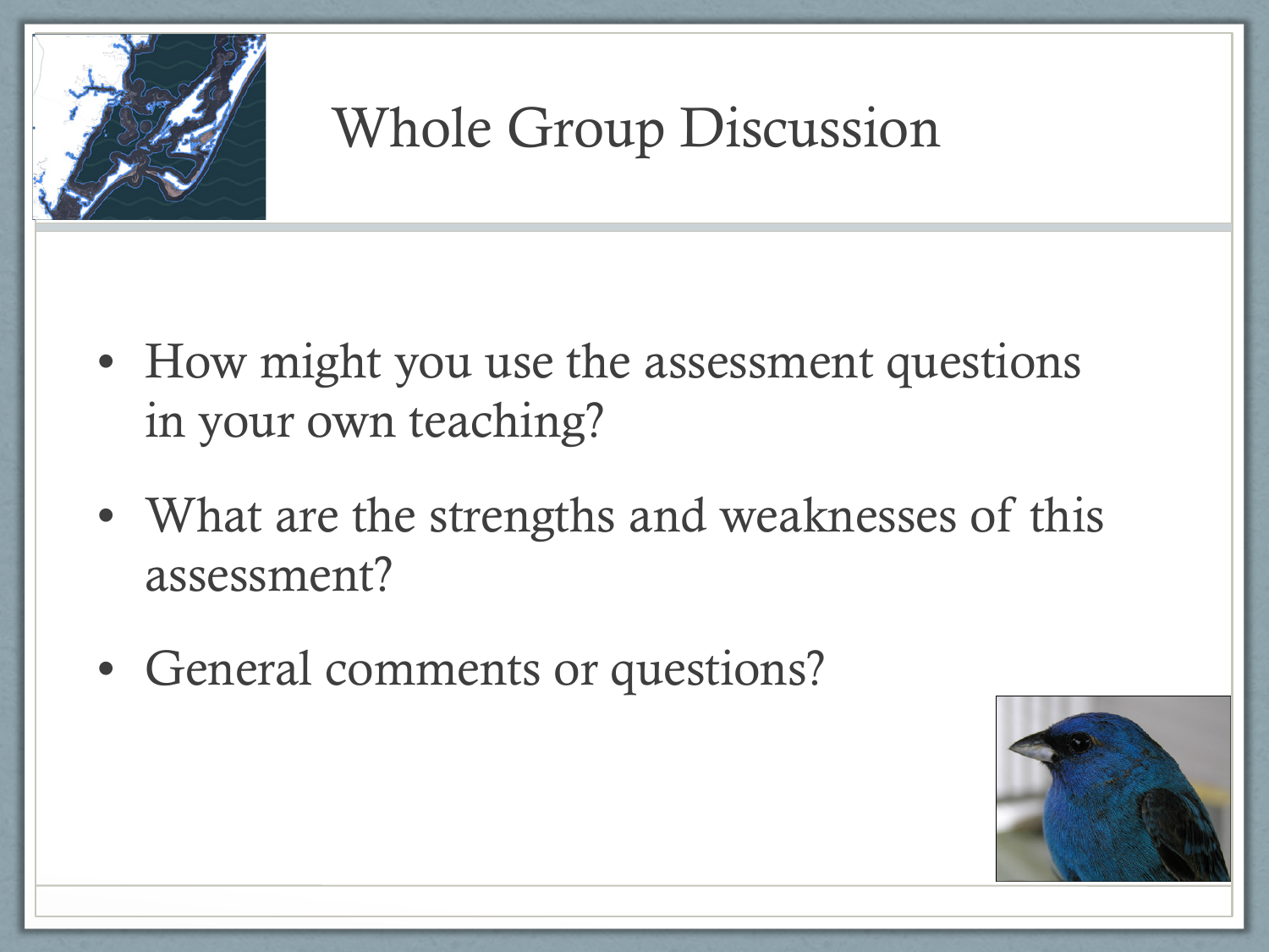# Whole Group Discussion

- How might you use the assessment questions in your own teaching?
- What are the strengths and weaknesses of this assessment?
- General comments or questions?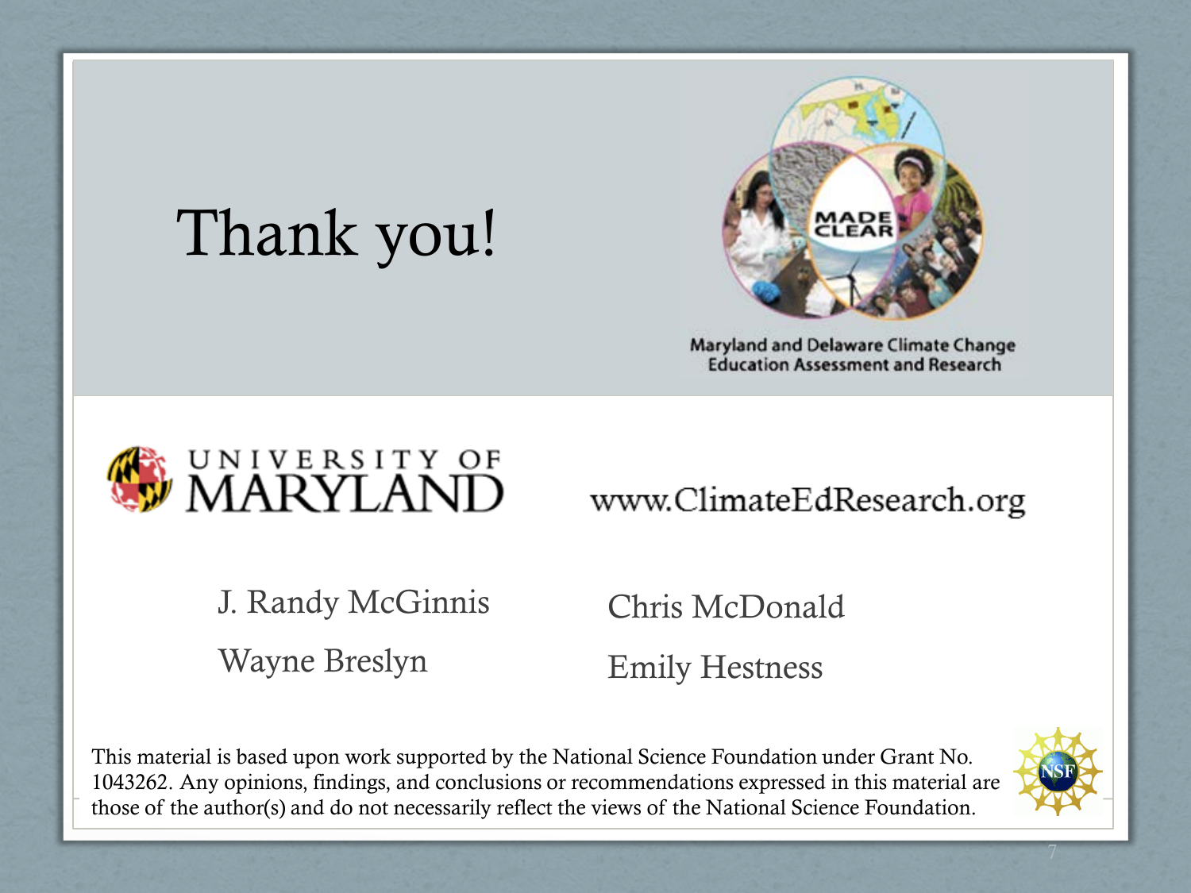# Thank you!

MADE CLEAR

Maryland and Delaware Climate Change Education Assessment and Research

UNIVERSITY OF MARYLAND

www.ClimateEdResearch.org

J. Randy McGinnis

Wayne Breslyn

Chris McDonald

Emily Hestness

This material is based upon work supported by the National Science Foundation under Grant No. 1043262. Any opinions, findings, and conclusions or recommendations expressed in this material are those of the author(s) and do not necessarily reflect the views of the National Science Foundation.

NSF